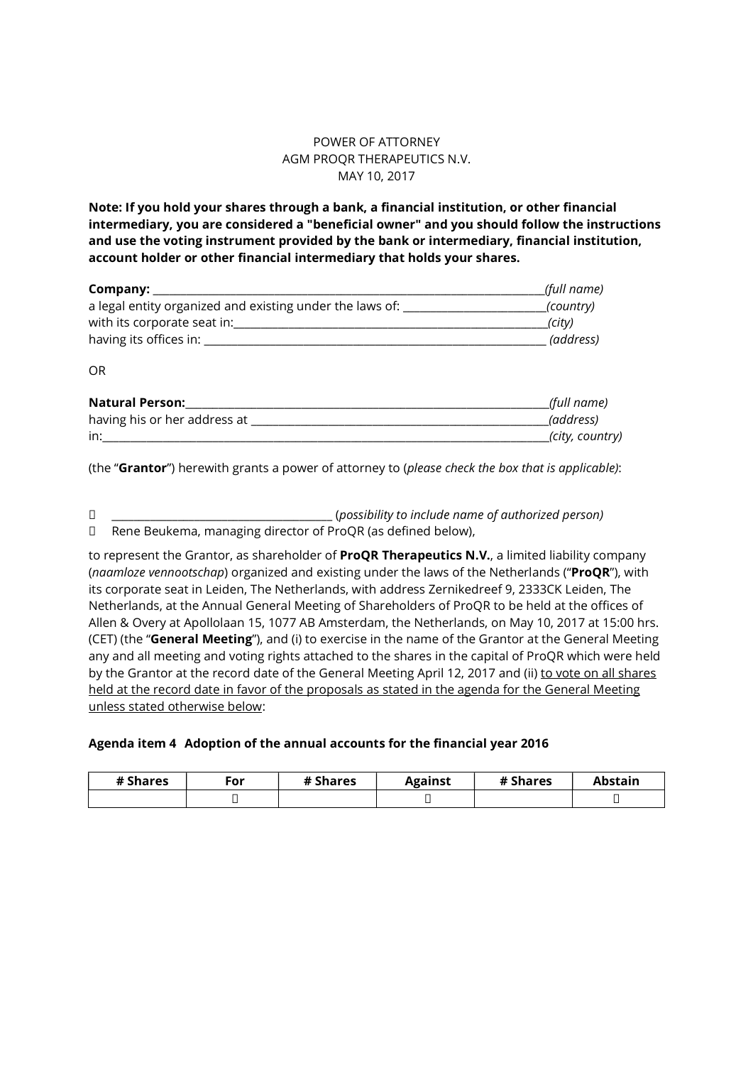POWER OF ATTORNEY
AGM PROQR THERAPEUTICS N.V.
MAY 10, 2017

**Note: If you hold your shares through a bank, a financial institution, or other financial intermediary, you are considered a "beneficial owner" and you should follow the instructions and use the voting instrument provided by the bank or intermediary, financial institution, account holder or other financial intermediary that holds your shares.**

**Company:** ________________________________________________________________________*(full name)*
a legal entity organized and existing under the laws of: _________________________*(country)*
with its corporate seat in:_________________________________________________________*(city)*
having its offices in: ___________________________________________________________ *(address)*

OR

**Natural Person:**___________________________________________________________________*(full name)*
having his or her address at ___________________________________________________*(address)*
in:___________________________________________________________________________________*(city, country)*

(the "**Grantor**") herewith grants a power of attorney to (*please check the box that is applicable)*:

☐ ________________________________________ (*possibility to include name of authorized person)*
☐ Rene Beukema, managing director of ProQR (as defined below),

to represent the Grantor, as shareholder of **ProQR Therapeutics N.V.**, a limited liability company (*naamloze vennootschap*) organized and existing under the laws of the Netherlands ("**ProQR**"), with its corporate seat in Leiden, The Netherlands, with address Zernikedreef 9, 2333CK Leiden, The Netherlands, at the Annual General Meeting of Shareholders of ProQR to be held at the offices of Allen & Overy at Apollolaan 15, 1077 AB Amsterdam, the Netherlands, on May 10, 2017 at 15:00 hrs. (CET) (the "**General Meeting**"), and (i) to exercise in the name of the Grantor at the General Meeting any and all meeting and voting rights attached to the shares in the capital of ProQR which were held by the Grantor at the record date of the General Meeting April 12, 2017 and (ii) <u>to vote on all shares held at the record date in favor of the proposals as stated in the agenda for the General Meeting unless stated otherwise below</u>:

**Agenda item 4 Adoption of the annual accounts for the financial year 2016**

| # Shares | For | # Shares | Against | # Shares | Abstain |
|---|---|---|---|---|---|
| | ☐ | | ☐ | | ☐ |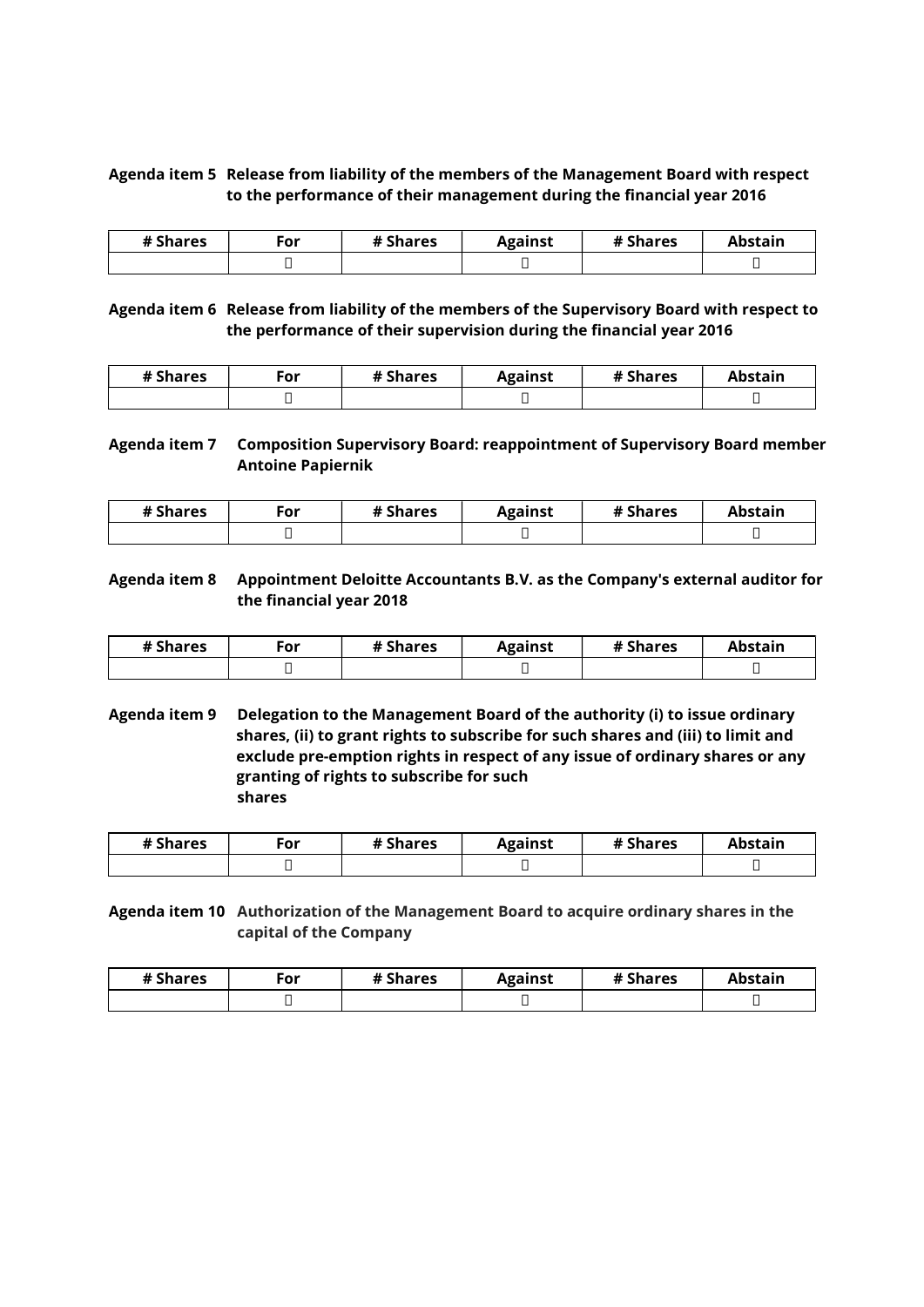**Agenda item 5 Release from liability of the members of the Management Board with respect to the performance of their management during the financial year 2016**

| # Shares | For | # Shares | Against | # Shares | Abstain |
|---|---|---|---|---|---|
| |  | |  | |  |

**Agenda item 6 Release from liability of the members of the Supervisory Board with respect to the performance of their supervision during the financial year 2016**

| # Shares | For | # Shares | Against | # Shares | Abstain |
|---|---|---|---|---|---|
| |  | |  | |  |

**Agenda item 7 Composition Supervisory Board: reappointment of Supervisory Board member Antoine Papiernik**

| # Shares | For | # Shares | Against | # Shares | Abstain |
|---|---|---|---|---|---|
| |  | |  | |  |

**Agenda item 8 Appointment Deloitte Accountants B.V. as the Company's external auditor for the financial year 2018**

| # Shares | For | # Shares | Against | # Shares | Abstain |
|---|---|---|---|---|---|
| |  | |  | |  |

**Agenda item 9 Delegation to the Management Board of the authority (i) to issue ordinary shares, (ii) to grant rights to subscribe for such shares and (iii) to limit and exclude pre-emption rights in respect of any issue of ordinary shares or any granting of rights to subscribe for such shares**

| # Shares | For | # Shares | Against | # Shares | Abstain |
|---|---|---|---|---|---|
| |  | |  | |  |

**Agenda item 10 Authorization of the Management Board to acquire ordinary shares in the capital of the Company**

| # Shares | For | # Shares | Against | # Shares | Abstain |
|---|---|---|---|---|---|
| |  | |  | |  |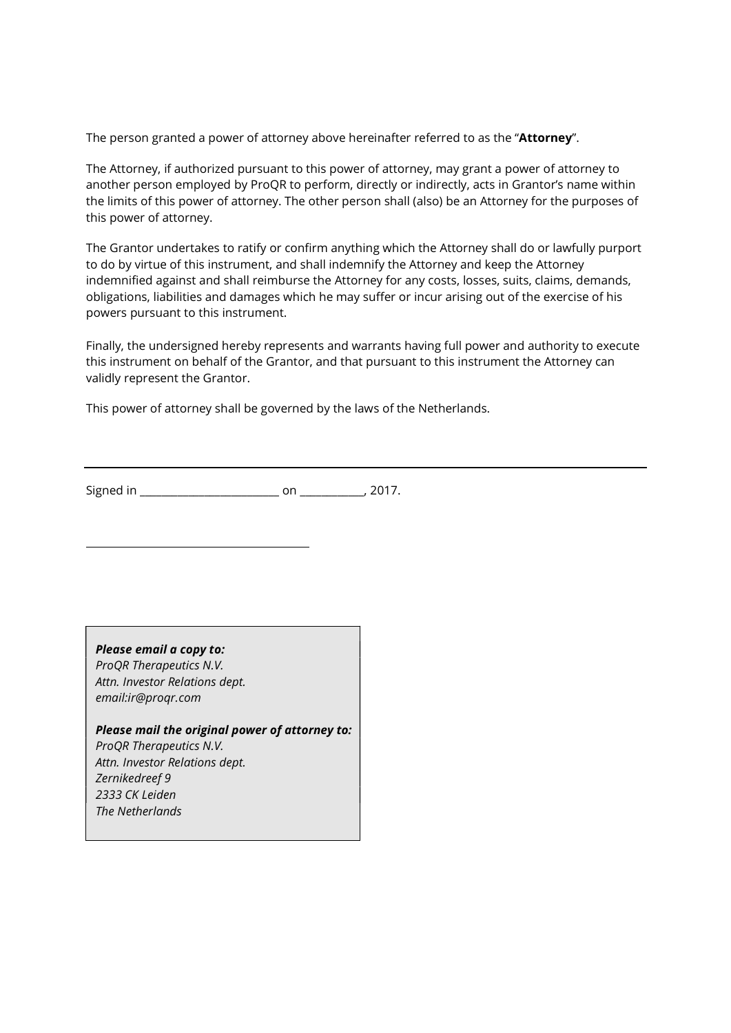The person granted a power of attorney above hereinafter referred to as the "**Attorney**".

The Attorney, if authorized pursuant to this power of attorney, may grant a power of attorney to another person employed by ProQR to perform, directly or indirectly, acts in Grantor's name within the limits of this power of attorney. The other person shall (also) be an Attorney for the purposes of this power of attorney.

The Grantor undertakes to ratify or confirm anything which the Attorney shall do or lawfully purport to do by virtue of this instrument, and shall indemnify the Attorney and keep the Attorney indemnified against and shall reimburse the Attorney for any costs, losses, suits, claims, demands, obligations, liabilities and damages which he may suffer or incur arising out of the exercise of his powers pursuant to this instrument.

Finally, the undersigned hereby represents and warrants having full power and authority to execute this instrument on behalf of the Grantor, and that pursuant to this instrument the Attorney can validly represent the Grantor.

This power of attorney shall be governed by the laws of the Netherlands.

---

Signed in _________________________ on ___________, 2017.

_______________________________________

***Please email a copy to:***
*ProQR Therapeutics N.V.*
*Attn. Investor Relations dept.*
*email:ir@proqr.com*

***Please mail the original power of attorney to:***
*ProQR Therapeutics N.V.*
*Attn. Investor Relations dept.*
*Zernikedreef 9*
*2333 CK Leiden*
*The Netherlands*